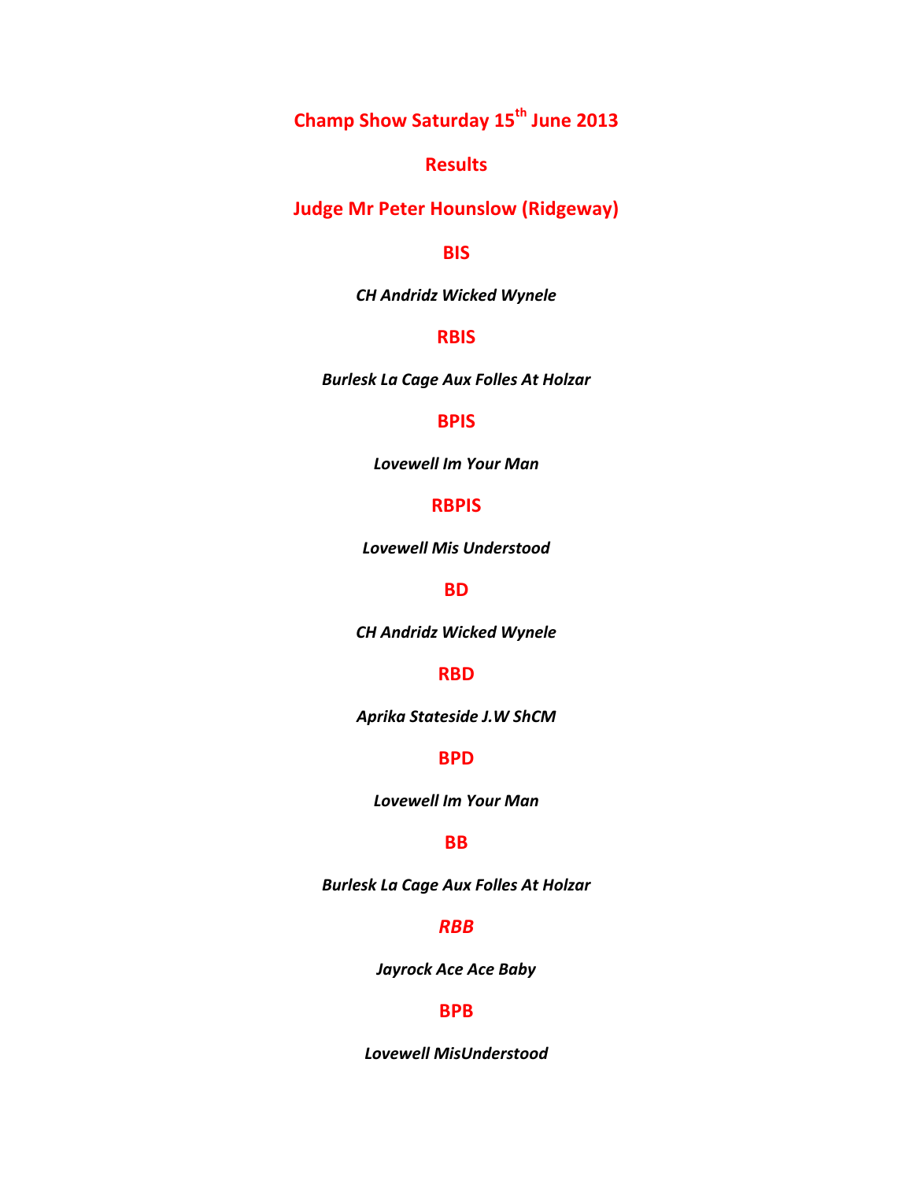# Champ Show Saturday 15th June 2013

## Results

## Judge Mr Peter Hounslow (Ridgeway)

### BIS

***CH Andridz Wicked Wynele***

### RBIS

***Burlesk La Cage Aux Folles At Holzar***

### BPIS

***Lovewell Im Your Man***

### RBPIS

***Lovewell Mis Understood***

### BD

***CH Andridz Wicked Wynele***

### RBD

***Aprika Stateside J.W ShCM***

### BPD

***Lovewell Im Your Man***

### BB

***Burlesk La Cage Aux Folles At Holzar***

### *RBB*

***Jayrock Ace Ace Baby***

### BPB

***Lovewell MisUnderstood***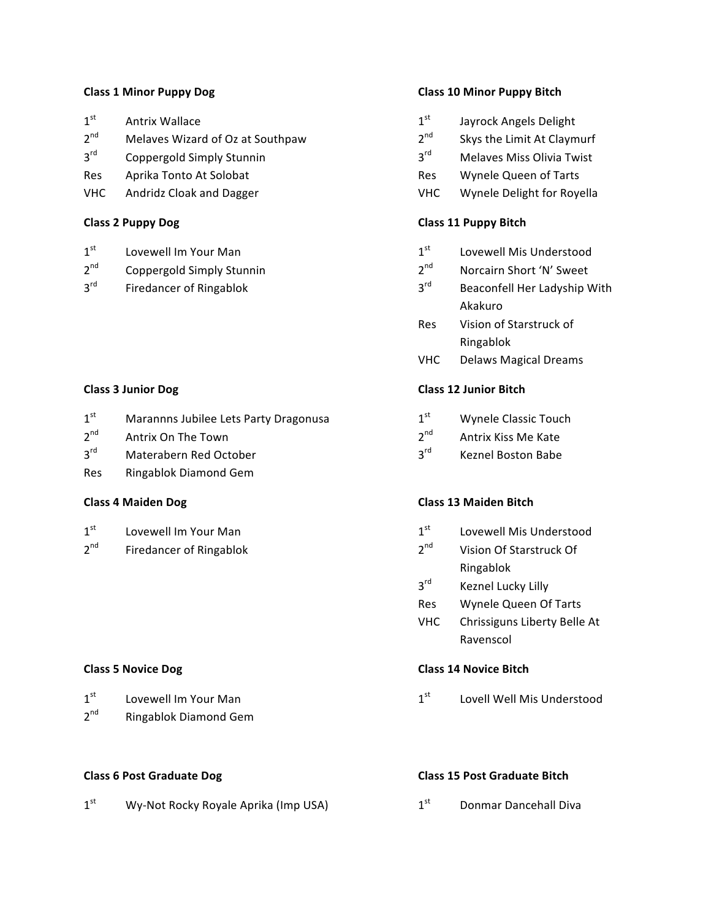**Class 1 Minor Puppy Dog**

1st Antrix Wallace
2nd Melaves Wizard of Oz at Southpaw
3rd Coppergold Simply Stunnin
Res Aprika Tonto At Solobat
VHC Andridz Cloak and Dagger

**Class 2 Puppy Dog**

1st Lovewell Im Your Man
2nd Coppergold Simply Stunnin
3rd Firedancer of Ringablok

**Class 3 Junior Dog**

1st Marannns Jubilee Lets Party Dragonusa
2nd Antrix On The Town
3rd Materabern Red October
Res Ringablok Diamond Gem

**Class 4 Maiden Dog**

1st Lovewell Im Your Man
2nd Firedancer of Ringablok

**Class 5 Novice Dog**

1st Lovewell Im Your Man
2nd Ringablok Diamond Gem

**Class 6 Post Graduate Dog**

1st Wy-Not Rocky Royale Aprika (Imp USA)

**Class 10 Minor Puppy Bitch**

1st Jayrock Angels Delight
2nd Skys the Limit At Claymurf
3rd Melaves Miss Olivia Twist
Res Wynele Queen of Tarts
VHC Wynele Delight for Royella

**Class 11 Puppy Bitch**

1st Lovewell Mis Understood
2nd Norcairn Short 'N' Sweet
3rd Beaconfell Her Ladyship With Akakuro
Res Vision of Starstruck of Ringablok
VHC Delaws Magical Dreams

**Class 12 Junior Bitch**

1st Wynele Classic Touch
2nd Antrix Kiss Me Kate
3rd Keznel Boston Babe

**Class 13 Maiden Bitch**

1st Lovewell Mis Understood
2nd Vision Of Starstruck Of Ringablok
3rd Keznel Lucky Lilly
Res Wynele Queen Of Tarts
VHC Chrissiguns Liberty Belle At Ravenscol

**Class 14 Novice Bitch**

1st Lovell Well Mis Understood

**Class 15 Post Graduate Bitch**

1st Donmar Dancehall Diva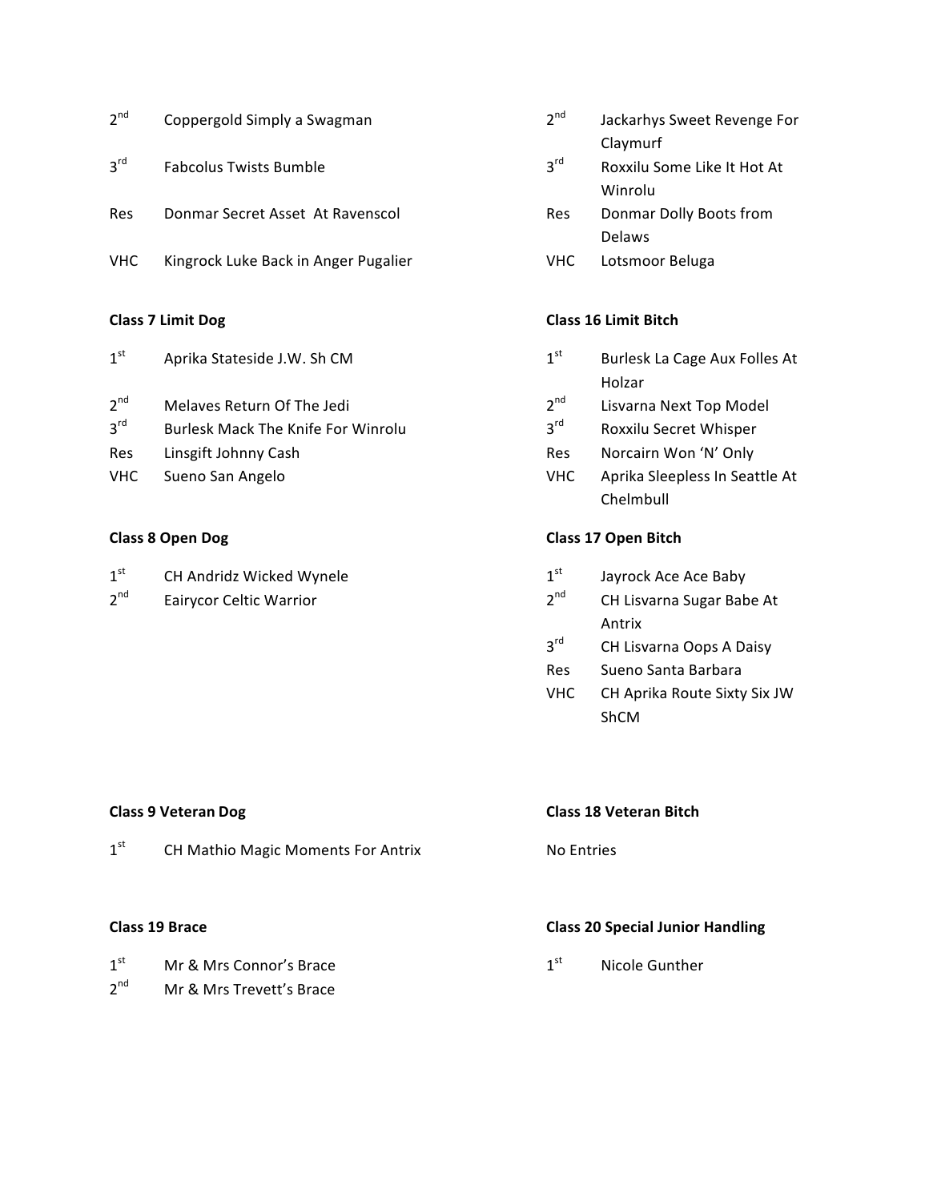2nd Coppergold Simply a Swagman

3rd Fabcolus Twists Bumble

Res Donmar Secret Asset At Ravenscol

VHC Kingrock Luke Back in Anger Pugalier

**Class 7 Limit Dog**

1st Aprika Stateside J.W. Sh CM

2nd Melaves Return Of The Jedi

3rd Burlesk Mack The Knife For Winrolu

Res Linsgift Johnny Cash

VHC Sueno San Angelo

**Class 8 Open Dog**

1st CH Andridz Wicked Wynele

2nd Eairycor Celtic Warrior

**Class 9 Veteran Dog**

1st CH Mathio Magic Moments For Antrix

2nd Jackarhys Sweet Revenge For Claymurf

3rd Roxxilu Some Like It Hot At Winrolu

Res Donmar Dolly Boots from Delaws

VHC Lotsmoor Beluga

**Class 16 Limit Bitch**

1st Burlesk La Cage Aux Folles At Holzar

2nd Lisvarna Next Top Model

3rd Roxxilu Secret Whisper

Res Norcairn Won 'N' Only

VHC Aprika Sleepless In Seattle At Chelmbull

**Class 17 Open Bitch**

1st Jayrock Ace Ace Baby

2nd CH Lisvarna Sugar Babe At Antrix

3rd CH Lisvarna Oops A Daisy

Res Sueno Santa Barbara

VHC CH Aprika Route Sixty Six JW ShCM

**Class 18 Veteran Bitch**

No Entries

**Class 19 Brace**

1st Mr & Mrs Connor's Brace

2nd Mr & Mrs Trevett's Brace

**Class 20 Special Junior Handling**

1st Nicole Gunther